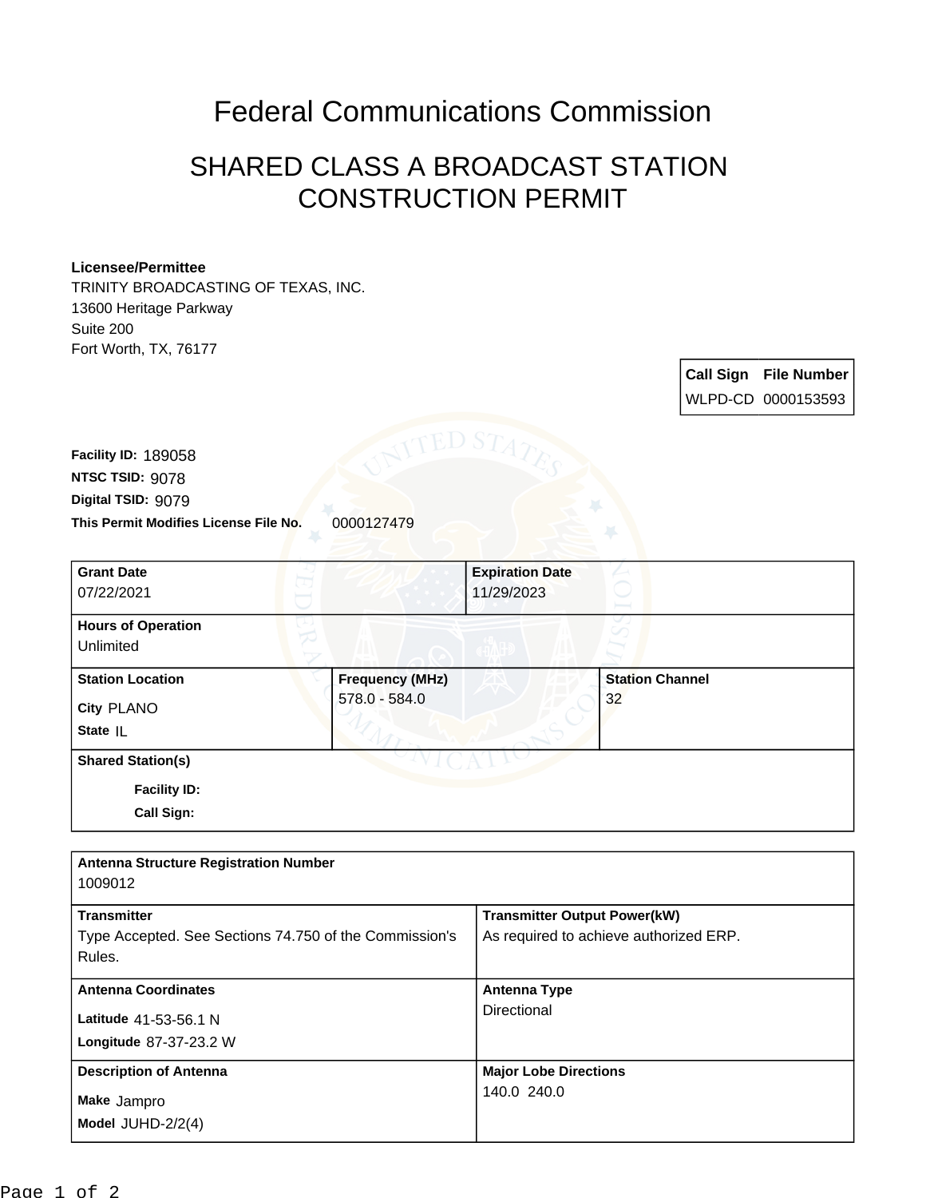# Federal Communications Commission

## SHARED CLASS A BROADCAST STATION CONSTRUCTION PERMIT

**Licensee/Permittee**
TRINITY BROADCASTING OF TEXAS, INC.
13600 Heritage Parkway
Suite 200
Fort Worth, TX, 76177

| Call Sign | File Number |
| --- | --- |
| WLPD-CD | 0000153593 |

**Facility ID:** 189058
**NTSC TSID:** 9078
**Digital TSID:** 9079
**This Permit Modifies License File No.** 0000127479

| Grant Date | Expiration Date |
| --- | --- |
| 07/22/2021 | 11/29/2023 |

| Hours of Operation |
| --- |
| Unlimited |

| Station Location | Frequency (MHz) | Station Channel |
| --- | --- | --- |
| City PLANO<br>State IL | 578.0 - 584.0 | 32 |

**Shared Station(s)**

**Facility ID:**

**Call Sign:**

| Antenna Structure Registration Number | |
| --- | --- |
| 1009012 | |
| **Transmitter** | **Transmitter Output Power(kW)** |
| Type Accepted. See Sections 74.750 of the Commission's Rules. | As required to achieve authorized ERP. |
| **Antenna Coordinates** | **Antenna Type** |
| Latitude 41-53-56.1 N<br>Longitude 87-37-23.2 W | Directional |
| **Description of Antenna** | **Major Lobe Directions** |
| Make Jampro<br>Model JUHD-2/2(4) | 140.0 240.0 |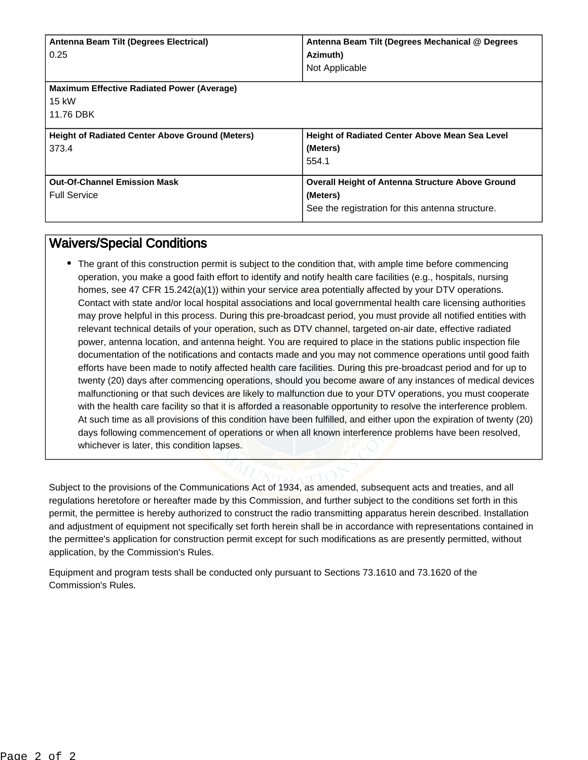| | |
|---|---|
| **Antenna Beam Tilt (Degrees Electrical)**<br>0.25 | **Antenna Beam Tilt (Degrees Mechanical @ Degrees Azimuth)**<br>Not Applicable |
| **Maximum Effective Radiated Power (Average)**<br>15 kW<br>11.76 DBK | |
| **Height of Radiated Center Above Ground (Meters)**<br>373.4 | **Height of Radiated Center Above Mean Sea Level (Meters)**<br>554.1 |
| **Out-Of-Channel Emission Mask**<br>Full Service | **Overall Height of Antenna Structure Above Ground (Meters)**<br>See the registration for this antenna structure. |

## Waivers/Special Conditions

- The grant of this construction permit is subject to the condition that, with ample time before commencing operation, you make a good faith effort to identify and notify health care facilities (e.g., hospitals, nursing homes, see 47 CFR 15.242(a)(1)) within your service area potentially affected by your DTV operations. Contact with state and/or local hospital associations and local governmental health care licensing authorities may prove helpful in this process. During this pre-broadcast period, you must provide all notified entities with relevant technical details of your operation, such as DTV channel, targeted on-air date, effective radiated power, antenna location, and antenna height. You are required to place in the stations public inspection file documentation of the notifications and contacts made and you may not commence operations until good faith efforts have been made to notify affected health care facilities. During this pre-broadcast period and for up to twenty (20) days after commencing operations, should you become aware of any instances of medical devices malfunctioning or that such devices are likely to malfunction due to your DTV operations, you must cooperate with the health care facility so that it is afforded a reasonable opportunity to resolve the interference problem. At such time as all provisions of this condition have been fulfilled, and either upon the expiration of twenty (20) days following commencement of operations or when all known interference problems have been resolved, whichever is later, this condition lapses.

Subject to the provisions of the Communications Act of 1934, as amended, subsequent acts and treaties, and all regulations heretofore or hereafter made by this Commission, and further subject to the conditions set forth in this permit, the permittee is hereby authorized to construct the radio transmitting apparatus herein described. Installation and adjustment of equipment not specifically set forth herein shall be in accordance with representations contained in the permittee's application for construction permit except for such modifications as are presently permitted, without application, by the Commission's Rules.

Equipment and program tests shall be conducted only pursuant to Sections 73.1610 and 73.1620 of the Commission's Rules.